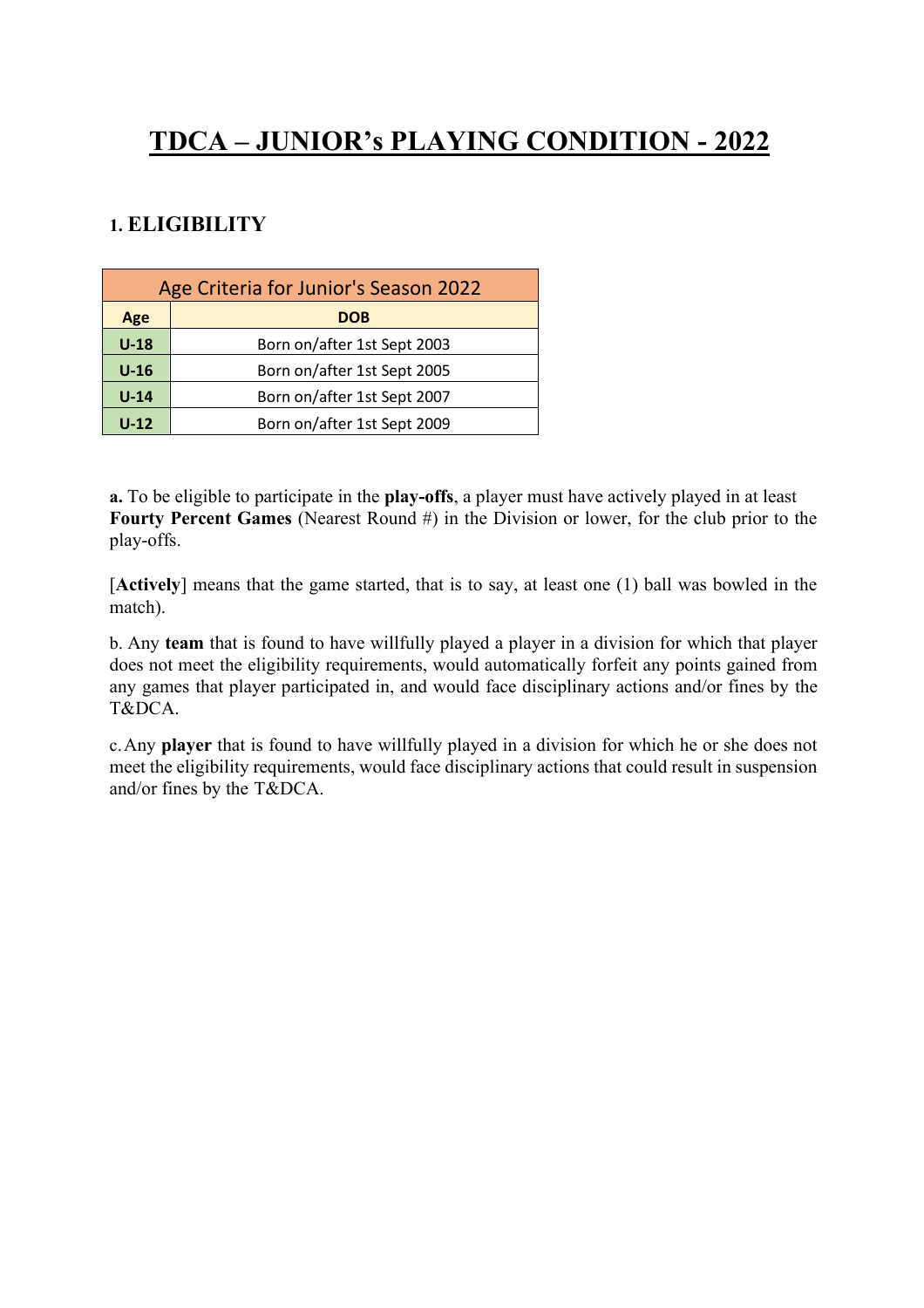# TDCA – JUNIOR's PLAYING CONDITION - 2022

## 1. ELIGIBILITY

| Age Criteria for Junior's Season 2022 | |
|---|---|
| **Age** | **DOB** |
| **U-18** | Born on/after 1st Sept 2003 |
| **U-16** | Born on/after 1st Sept 2005 |
| **U-14** | Born on/after 1st Sept 2007 |
| **U-12** | Born on/after 1st Sept 2009 |

**a.** To be eligible to participate in the **play-offs**, a player must have actively played in at least **Fourty Percent Games** (Nearest Round #) in the Division or lower, for the club prior to the play-offs.

[**Actively**] means that the game started, that is to say, at least one (1) ball was bowled in the match).

b. Any **team** that is found to have willfully played a player in a division for which that player does not meet the eligibility requirements, would automatically forfeit any points gained from any games that player participated in, and would face disciplinary actions and/or fines by the T&DCA.

c. Any **player** that is found to have willfully played in a division for which he or she does not meet the eligibility requirements, would face disciplinary actions that could result in suspension and/or fines by the T&DCA.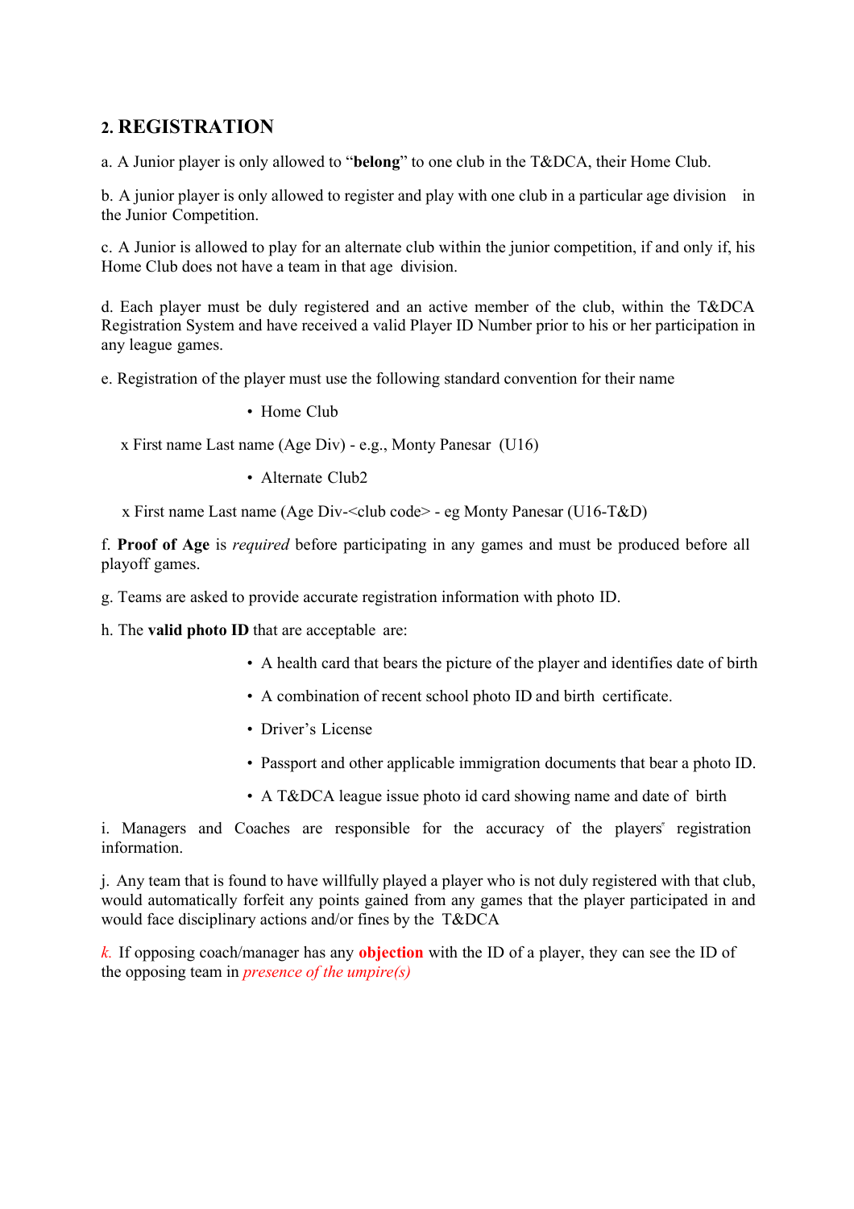## 2. REGISTRATION

a. A Junior player is only allowed to "**belong**" to one club in the T&DCA, their Home Club.

b. A junior player is only allowed to register and play with one club in a particular age division in the Junior Competition.

c. A Junior is allowed to play for an alternate club within the junior competition, if and only if, his Home Club does not have a team in that age division.

d. Each player must be duly registered and an active member of the club, within the T&DCA Registration System and have received a valid Player ID Number prior to his or her participation in any league games.

e. Registration of the player must use the following standard convention for their name

- Home Club

x First name Last name (Age Div) - e.g., Monty Panesar (U16)

- Alternate Club2

x First name Last name (Age Div-<club code> - eg Monty Panesar (U16-T&D)

f. **Proof of Age** is *required* before participating in any games and must be produced before all playoff games.

g. Teams are asked to provide accurate registration information with photo ID.

h. The **valid photo ID** that are acceptable are:

- A health card that bears the picture of the player and identifies date of birth
- A combination of recent school photo ID and birth certificate.
- Driver's License
- Passport and other applicable immigration documents that bear a photo ID.
- A T&DCA league issue photo id card showing name and date of birth

i. Managers and Coaches are responsible for the accuracy of the players' registration information.

j. Any team that is found to have willfully played a player who is not duly registered with that club, would automatically forfeit any points gained from any games that the player participated in and would face disciplinary actions and/or fines by the T&DCA

*k.* If opposing coach/manager has any **objection** with the ID of a player, they can see the ID of the opposing team in *presence of the umpire(s)*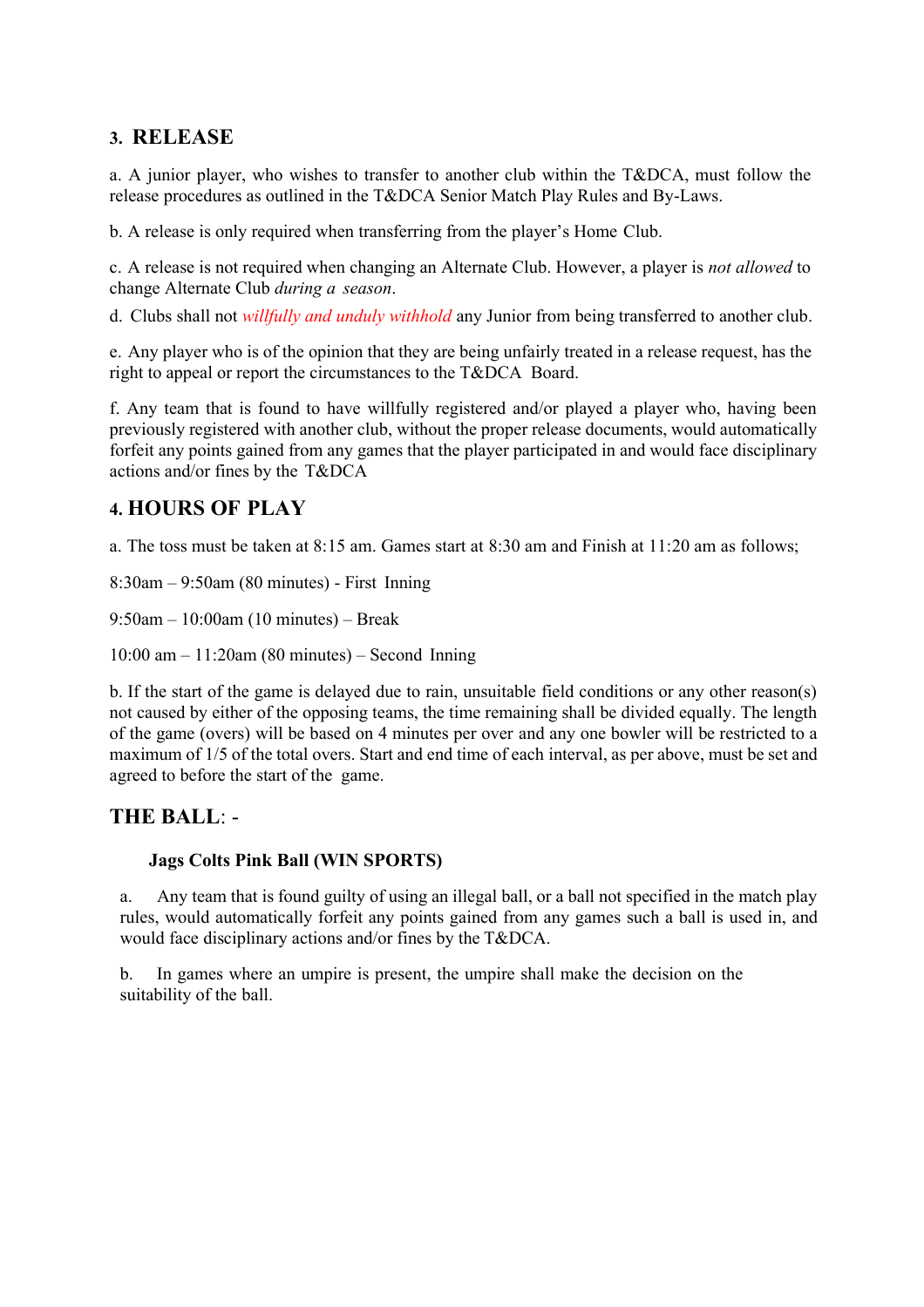## 3. RELEASE

a. A junior player, who wishes to transfer to another club within the T&DCA, must follow the release procedures as outlined in the T&DCA Senior Match Play Rules and By-Laws.

b. A release is only required when transferring from the player's Home Club.

c. A release is not required when changing an Alternate Club. However, a player is *not allowed* to change Alternate Club *during a season*.

d. Clubs shall not *willfully and unduly withhold* any Junior from being transferred to another club.

e. Any player who is of the opinion that they are being unfairly treated in a release request, has the right to appeal or report the circumstances to the T&DCA Board.

f. Any team that is found to have willfully registered and/or played a player who, having been previously registered with another club, without the proper release documents, would automatically forfeit any points gained from any games that the player participated in and would face disciplinary actions and/or fines by the T&DCA

## 4. HOURS OF PLAY

a. The toss must be taken at 8:15 am. Games start at 8:30 am and Finish at 11:20 am as follows;

8:30am – 9:50am (80 minutes) - First Inning

9:50am – 10:00am (10 minutes) – Break

10:00 am – 11:20am (80 minutes) – Second Inning

b. If the start of the game is delayed due to rain, unsuitable field conditions or any other reason(s) not caused by either of the opposing teams, the time remaining shall be divided equally. The length of the game (overs) will be based on 4 minutes per over and any one bowler will be restricted to a maximum of 1/5 of the total overs. Start and end time of each interval, as per above, must be set and agreed to before the start of the game.

## THE BALL: -

**Jags Colts Pink Ball (WIN SPORTS)**

a. Any team that is found guilty of using an illegal ball, or a ball not specified in the match play rules, would automatically forfeit any points gained from any games such a ball is used in, and would face disciplinary actions and/or fines by the T&DCA.

b. In games where an umpire is present, the umpire shall make the decision on the suitability of the ball.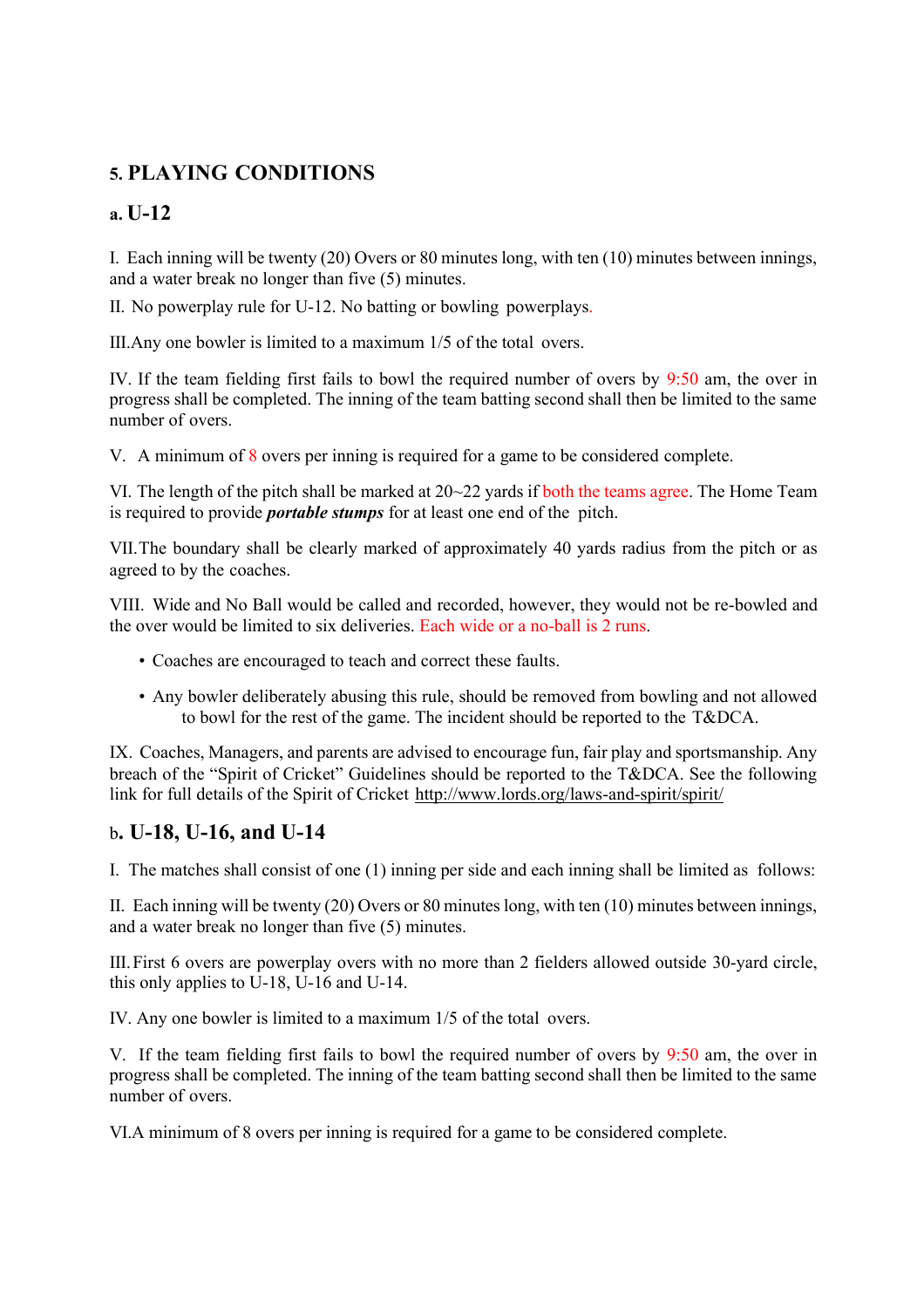## 5. PLAYING CONDITIONS

### a. U-12

I. Each inning will be twenty (20) Overs or 80 minutes long, with ten (10) minutes between innings, and a water break no longer than five (5) minutes.

II. No powerplay rule for U-12. No batting or bowling powerplays.

III. Any one bowler is limited to a maximum 1/5 of the total overs.

IV. If the team fielding first fails to bowl the required number of overs by 9:50 am, the over in progress shall be completed. The inning of the team batting second shall then be limited to the same number of overs.

V. A minimum of 8 overs per inning is required for a game to be considered complete.

VI. The length of the pitch shall be marked at 20~22 yards if both the teams agree. The Home Team is required to provide ***portable stumps*** for at least one end of the pitch.

VII. The boundary shall be clearly marked of approximately 40 yards radius from the pitch or as agreed to by the coaches.

VIII. Wide and No Ball would be called and recorded, however, they would not be re-bowled and the over would be limited to six deliveries. Each wide or a no-ball is 2 runs.

- Coaches are encouraged to teach and correct these faults.
- Any bowler deliberately abusing this rule, should be removed from bowling and not allowed to bowl for the rest of the game. The incident should be reported to the T&DCA.

IX. Coaches, Managers, and parents are advised to encourage fun, fair play and sportsmanship. Any breach of the "Spirit of Cricket" Guidelines should be reported to the T&DCA. See the following link for full details of the Spirit of Cricket http://www.lords.org/laws-and-spirit/spirit/

### b. U-18, U-16, and U-14

I. The matches shall consist of one (1) inning per side and each inning shall be limited as follows:

II. Each inning will be twenty (20) Overs or 80 minutes long, with ten (10) minutes between innings, and a water break no longer than five (5) minutes.

III. First 6 overs are powerplay overs with no more than 2 fielders allowed outside 30-yard circle, this only applies to U-18, U-16 and U-14.

IV. Any one bowler is limited to a maximum 1/5 of the total overs.

V. If the team fielding first fails to bowl the required number of overs by 9:50 am, the over in progress shall be completed. The inning of the team batting second shall then be limited to the same number of overs.

VI. A minimum of 8 overs per inning is required for a game to be considered complete.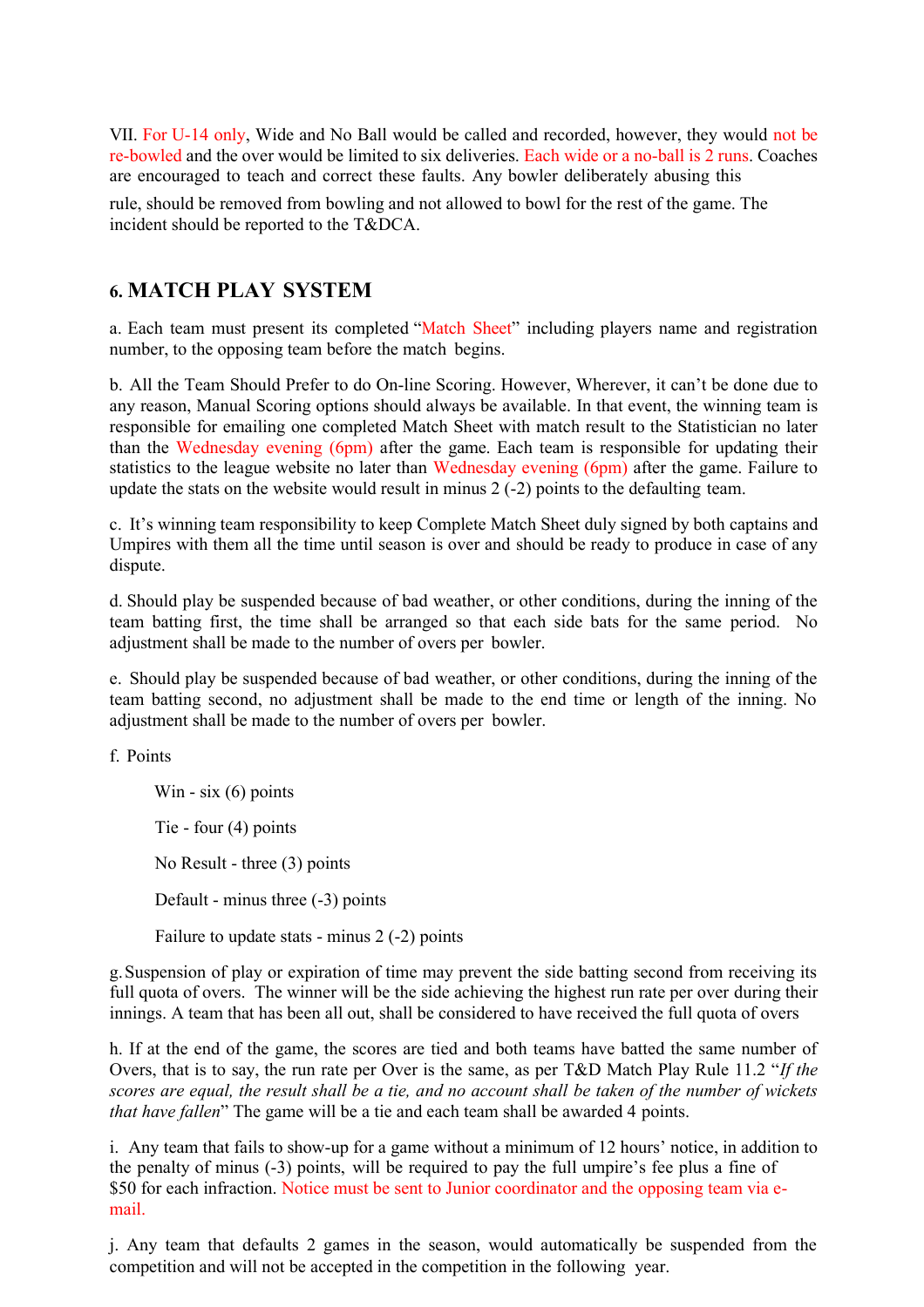VII. For U-14 only, Wide and No Ball would be called and recorded, however, they would not be re-bowled and the over would be limited to six deliveries. Each wide or a no-ball is 2 runs. Coaches are encouraged to teach and correct these faults. Any bowler deliberately abusing this rule, should be removed from bowling and not allowed to bowl for the rest of the game. The incident should be reported to the T&DCA.

## 6. MATCH PLAY SYSTEM

a. Each team must present its completed "Match Sheet" including players name and registration number, to the opposing team before the match begins.

b. All the Team Should Prefer to do On-line Scoring. However, Wherever, it can't be done due to any reason, Manual Scoring options should always be available. In that event, the winning team is responsible for emailing one completed Match Sheet with match result to the Statistician no later than the Wednesday evening (6pm) after the game. Each team is responsible for updating their statistics to the league website no later than Wednesday evening (6pm) after the game. Failure to update the stats on the website would result in minus 2 (-2) points to the defaulting team.

c. It's winning team responsibility to keep Complete Match Sheet duly signed by both captains and Umpires with them all the time until season is over and should be ready to produce in case of any dispute.

d. Should play be suspended because of bad weather, or other conditions, during the inning of the team batting first, the time shall be arranged so that each side bats for the same period. No adjustment shall be made to the number of overs per bowler.

e. Should play be suspended because of bad weather, or other conditions, during the inning of the team batting second, no adjustment shall be made to the end time or length of the inning. No adjustment shall be made to the number of overs per bowler.

f. Points

Win - six (6) points

Tie - four (4) points

No Result - three (3) points

Default - minus three (-3) points

Failure to update stats - minus 2 (-2) points

g. Suspension of play or expiration of time may prevent the side batting second from receiving its full quota of overs. The winner will be the side achieving the highest run rate per over during their innings. A team that has been all out, shall be considered to have received the full quota of overs

h. If at the end of the game, the scores are tied and both teams have batted the same number of Overs, that is to say, the run rate per Over is the same, as per T&D Match Play Rule 11.2 "*If the scores are equal, the result shall be a tie, and no account shall be taken of the number of wickets that have fallen*" The game will be a tie and each team shall be awarded 4 points.

i. Any team that fails to show-up for a game without a minimum of 12 hours' notice, in addition to the penalty of minus (-3) points, will be required to pay the full umpire's fee plus a fine of $50 for each infraction. Notice must be sent to Junior coordinator and the opposing team via e-mail.

j. Any team that defaults 2 games in the season, would automatically be suspended from the competition and will not be accepted in the competition in the following year.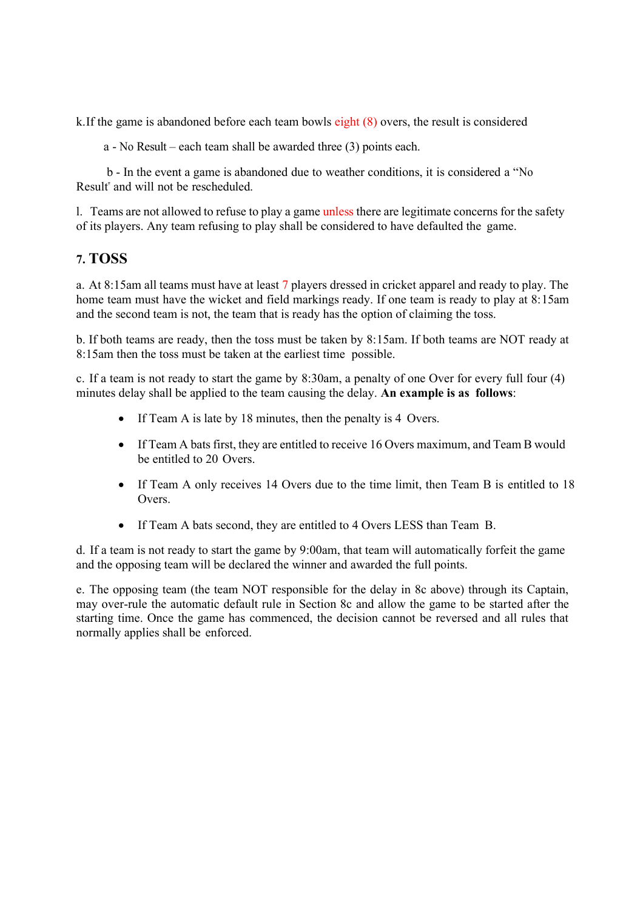k. If the game is abandoned before each team bowls eight (8) overs, the result is considered

a - No Result – each team shall be awarded three (3) points each.

b - In the event a game is abandoned due to weather conditions, it is considered a "No Result" and will not be rescheduled.

l. Teams are not allowed to refuse to play a game unless there are legitimate concerns for the safety of its players. Any team refusing to play shall be considered to have defaulted the game.

## 7. TOSS

a. At 8:15am all teams must have at least 7 players dressed in cricket apparel and ready to play. The home team must have the wicket and field markings ready. If one team is ready to play at 8:15am and the second team is not, the team that is ready has the option of claiming the toss.

b. If both teams are ready, then the toss must be taken by 8:15am. If both teams are NOT ready at 8:15am then the toss must be taken at the earliest time possible.

c. If a team is not ready to start the game by 8:30am, a penalty of one Over for every full four (4) minutes delay shall be applied to the team causing the delay. **An example is as follows**:

- If Team A is late by 18 minutes, then the penalty is 4 Overs.
- If Team A bats first, they are entitled to receive 16 Overs maximum, and Team B would be entitled to 20 Overs.
- If Team A only receives 14 Overs due to the time limit, then Team B is entitled to 18 Overs.
- If Team A bats second, they are entitled to 4 Overs LESS than Team B.

d. If a team is not ready to start the game by 9:00am, that team will automatically forfeit the game and the opposing team will be declared the winner and awarded the full points.

e. The opposing team (the team NOT responsible for the delay in 8c above) through its Captain, may over-rule the automatic default rule in Section 8c and allow the game to be started after the starting time. Once the game has commenced, the decision cannot be reversed and all rules that normally applies shall be enforced.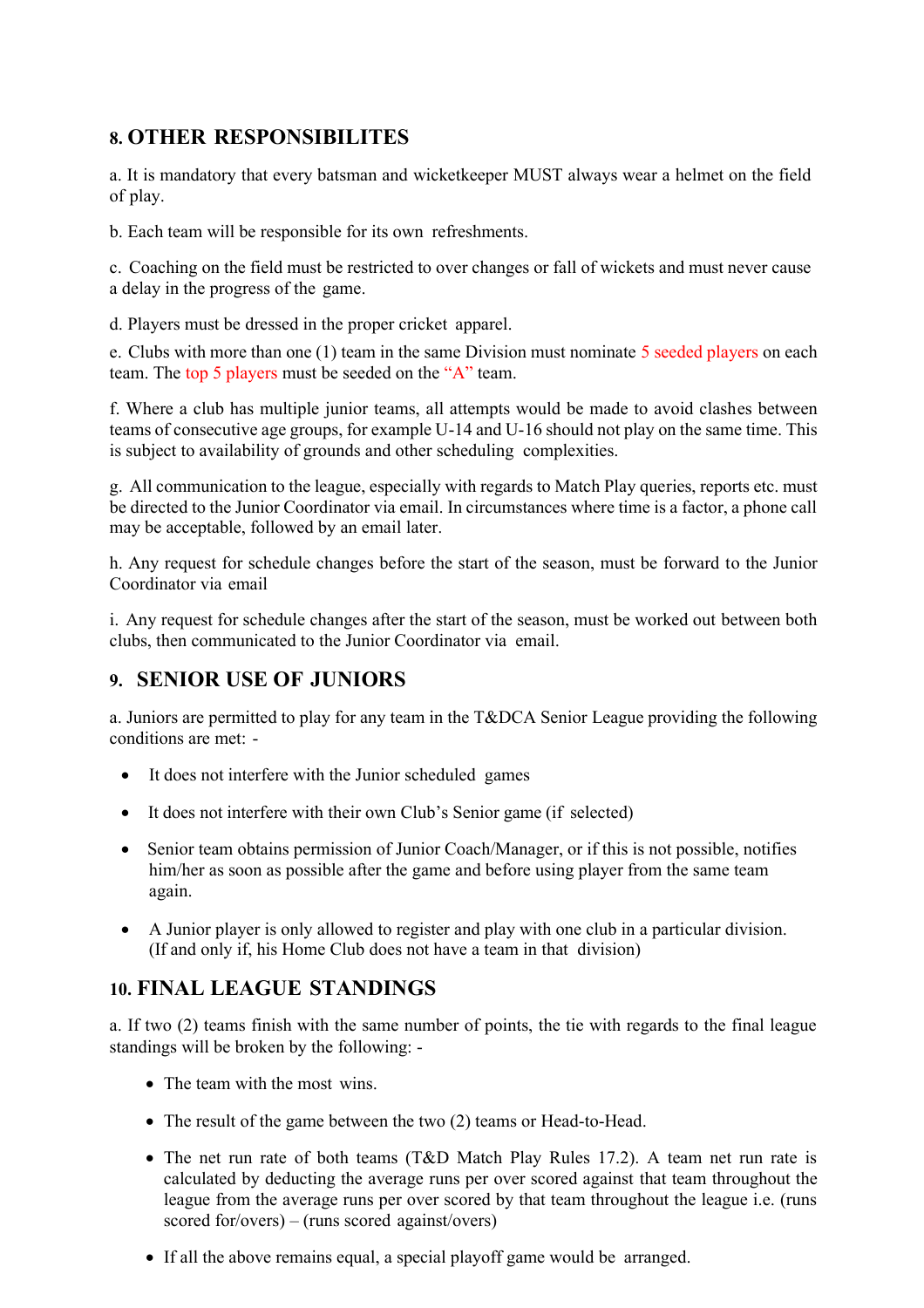## 8. OTHER RESPONSIBILITES

a. It is mandatory that every batsman and wicketkeeper MUST always wear a helmet on the field of play.

b. Each team will be responsible for its own refreshments.

c. Coaching on the field must be restricted to over changes or fall of wickets and must never cause a delay in the progress of the game.

d. Players must be dressed in the proper cricket apparel.

e. Clubs with more than one (1) team in the same Division must nominate 5 seeded players on each team. The top 5 players must be seeded on the "A" team.

f. Where a club has multiple junior teams, all attempts would be made to avoid clashes between teams of consecutive age groups, for example U-14 and U-16 should not play on the same time. This is subject to availability of grounds and other scheduling complexities.

g. All communication to the league, especially with regards to Match Play queries, reports etc. must be directed to the Junior Coordinator via email. In circumstances where time is a factor, a phone call may be acceptable, followed by an email later.

h. Any request for schedule changes before the start of the season, must be forward to the Junior Coordinator via email

i. Any request for schedule changes after the start of the season, must be worked out between both clubs, then communicated to the Junior Coordinator via email.

## 9. SENIOR USE OF JUNIORS

a. Juniors are permitted to play for any team in the T&DCA Senior League providing the following conditions are met: -

- It does not interfere with the Junior scheduled games
- It does not interfere with their own Club's Senior game (if selected)
- Senior team obtains permission of Junior Coach/Manager, or if this is not possible, notifies him/her as soon as possible after the game and before using player from the same team again.
- A Junior player is only allowed to register and play with one club in a particular division. (If and only if, his Home Club does not have a team in that division)

## 10. FINAL LEAGUE STANDINGS

a. If two (2) teams finish with the same number of points, the tie with regards to the final league standings will be broken by the following: -

- The team with the most wins.
- The result of the game between the two (2) teams or Head-to-Head.
- The net run rate of both teams (T&D Match Play Rules 17.2). A team net run rate is calculated by deducting the average runs per over scored against that team throughout the league from the average runs per over scored by that team throughout the league i.e. (runs scored for/overs) – (runs scored against/overs)
- If all the above remains equal, a special playoff game would be arranged.